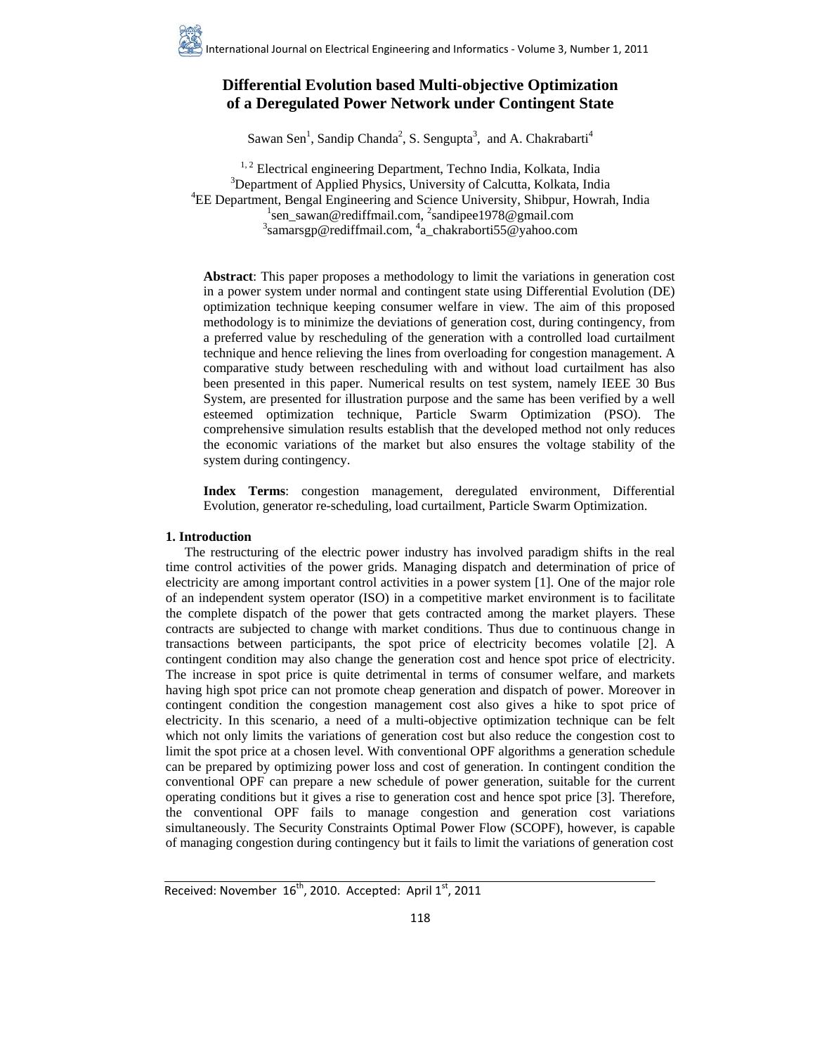# Differential Evolution based Multi-objective Optimization of a Deregulated Power Network under Contingent State

Sawan Sen[1], Sandip Chanda[2], S. Sengupta[3], and A. Chakrabarti[4]

[1, 2] Electrical engineering Department, Techno India, Kolkata, India
[3]Department of Applied Physics, University of Calcutta, Kolkata, India
[4]EE Department, Bengal Engineering and Science University, Shibpur, Howrah, India
[1]sen_sawan@rediffmail.com, [2]sandipee1978@gmail.com
[3]samarsgp@rediffmail.com, [4]a_chakraborti55@yahoo.com

**Abstract**: This paper proposes a methodology to limit the variations in generation cost in a power system under normal and contingent state using Differential Evolution (DE) optimization technique keeping consumer welfare in view. The aim of this proposed methodology is to minimize the deviations of generation cost, during contingency, from a preferred value by rescheduling of the generation with a controlled load curtailment technique and hence relieving the lines from overloading for congestion management. A comparative study between rescheduling with and without load curtailment has also been presented in this paper. Numerical results on test system, namely IEEE 30 Bus System, are presented for illustration purpose and the same has been verified by a well esteemed optimization technique, Particle Swarm Optimization (PSO). The comprehensive simulation results establish that the developed method not only reduces the economic variations of the market but also ensures the voltage stability of the system during contingency.

**Index Terms**: congestion management, deregulated environment, Differential Evolution, generator re-scheduling, load curtailment, Particle Swarm Optimization.

## 1. Introduction

The restructuring of the electric power industry has involved paradigm shifts in the real time control activities of the power grids. Managing dispatch and determination of price of electricity are among important control activities in a power system [1]. One of the major role of an independent system operator (ISO) in a competitive market environment is to facilitate the complete dispatch of the power that gets contracted among the market players. These contracts are subjected to change with market conditions. Thus due to continuous change in transactions between participants, the spot price of electricity becomes volatile [2]. A contingent condition may also change the generation cost and hence spot price of electricity. The increase in spot price is quite detrimental in terms of consumer welfare, and markets having high spot price can not promote cheap generation and dispatch of power. Moreover in contingent condition the congestion management cost also gives a hike to spot price of electricity. In this scenario, a need of a multi-objective optimization technique can be felt which not only limits the variations of generation cost but also reduce the congestion cost to limit the spot price at a chosen level. With conventional OPF algorithms a generation schedule can be prepared by optimizing power loss and cost of generation. In contingent condition the conventional OPF can prepare a new schedule of power generation, suitable for the current operating conditions but it gives a rise to generation cost and hence spot price [3]. Therefore, the conventional OPF fails to manage congestion and generation cost variations simultaneously. The Security Constraints Optimal Power Flow (SCOPF), however, is capable of managing congestion during contingency but it fails to limit the variations of generation cost

Received: November 16th, 2010. Accepted: April 1st, 2011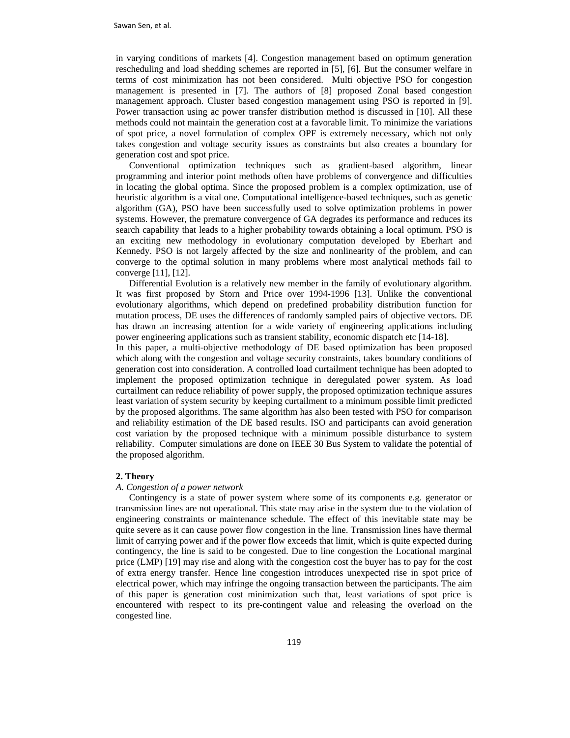in varying conditions of markets [4]. Congestion management based on optimum generation rescheduling and load shedding schemes are reported in [5], [6]. But the consumer welfare in terms of cost minimization has not been considered. Multi objective PSO for congestion management is presented in [7]. The authors of [8] proposed Zonal based congestion management approach. Cluster based congestion management using PSO is reported in [9]. Power transaction using ac power transfer distribution method is discussed in [10]. All these methods could not maintain the generation cost at a favorable limit. To minimize the variations of spot price, a novel formulation of complex OPF is extremely necessary, which not only takes congestion and voltage security issues as constraints but also creates a boundary for generation cost and spot price.

Conventional optimization techniques such as gradient-based algorithm, linear programming and interior point methods often have problems of convergence and difficulties in locating the global optima. Since the proposed problem is a complex optimization, use of heuristic algorithm is a vital one. Computational intelligence-based techniques, such as genetic algorithm (GA), PSO have been successfully used to solve optimization problems in power systems. However, the premature convergence of GA degrades its performance and reduces its search capability that leads to a higher probability towards obtaining a local optimum. PSO is an exciting new methodology in evolutionary computation developed by Eberhart and Kennedy. PSO is not largely affected by the size and nonlinearity of the problem, and can converge to the optimal solution in many problems where most analytical methods fail to converge [11], [12].

Differential Evolution is a relatively new member in the family of evolutionary algorithm. It was first proposed by Storn and Price over 1994-1996 [13]. Unlike the conventional evolutionary algorithms, which depend on predefined probability distribution function for mutation process, DE uses the differences of randomly sampled pairs of objective vectors. DE has drawn an increasing attention for a wide variety of engineering applications including power engineering applications such as transient stability, economic dispatch etc [14-18].

In this paper, a multi-objective methodology of DE based optimization has been proposed which along with the congestion and voltage security constraints, takes boundary conditions of generation cost into consideration. A controlled load curtailment technique has been adopted to implement the proposed optimization technique in deregulated power system. As load curtailment can reduce reliability of power supply, the proposed optimization technique assures least variation of system security by keeping curtailment to a minimum possible limit predicted by the proposed algorithms. The same algorithm has also been tested with PSO for comparison and reliability estimation of the DE based results. ISO and participants can avoid generation cost variation by the proposed technique with a minimum possible disturbance to system reliability. Computer simulations are done on IEEE 30 Bus System to validate the potential of the proposed algorithm.

## 2. Theory

### *A. Congestion of a power network*

Contingency is a state of power system where some of its components e.g. generator or transmission lines are not operational. This state may arise in the system due to the violation of engineering constraints or maintenance schedule. The effect of this inevitable state may be quite severe as it can cause power flow congestion in the line. Transmission lines have thermal limit of carrying power and if the power flow exceeds that limit, which is quite expected during contingency, the line is said to be congested. Due to line congestion the Locational marginal price (LMP) [19] may rise and along with the congestion cost the buyer has to pay for the cost of extra energy transfer. Hence line congestion introduces unexpected rise in spot price of electrical power, which may infringe the ongoing transaction between the participants. The aim of this paper is generation cost minimization such that, least variations of spot price is encountered with respect to its pre-contingent value and releasing the overload on the congested line.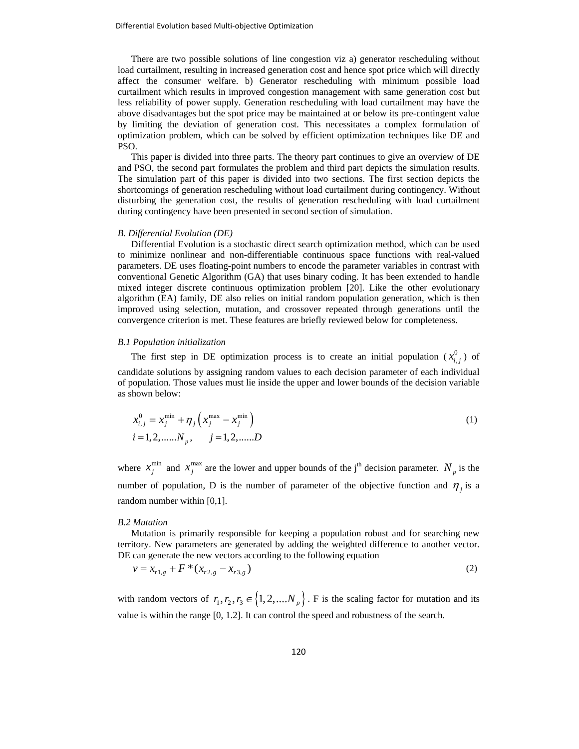There are two possible solutions of line congestion viz a) generator rescheduling without load curtailment, resulting in increased generation cost and hence spot price which will directly affect the consumer welfare. b) Generator rescheduling with minimum possible load curtailment which results in improved congestion management with same generation cost but less reliability of power supply. Generation rescheduling with load curtailment may have the above disadvantages but the spot price may be maintained at or below its pre-contingent value by limiting the deviation of generation cost. This necessitates a complex formulation of optimization problem, which can be solved by efficient optimization techniques like DE and PSO.

This paper is divided into three parts. The theory part continues to give an overview of DE and PSO, the second part formulates the problem and third part depicts the simulation results. The simulation part of this paper is divided into two sections. The first section depicts the shortcomings of generation rescheduling without load curtailment during contingency. Without disturbing the generation cost, the results of generation rescheduling with load curtailment during contingency have been presented in second section of simulation.

### *B. Differential Evolution (DE)*

Differential Evolution is a stochastic direct search optimization method, which can be used to minimize nonlinear and non-differentiable continuous space functions with real-valued parameters. DE uses floating-point numbers to encode the parameter variables in contrast with conventional Genetic Algorithm (GA) that uses binary coding. It has been extended to handle mixed integer discrete continuous optimization problem [20]. Like the other evolutionary algorithm (EA) family, DE also relies on initial random population generation, which is then improved using selection, mutation, and crossover repeated through generations until the convergence criterion is met. These features are briefly reviewed below for completeness.

#### *B.1 Population initialization*

The first step in DE optimization process is to create an initial population ($x_{i,j}^{0}$) of candidate solutions by assigning random values to each decision parameter of each individual of population. Those values must lie inside the upper and lower bounds of the decision variable as shown below:

$$x_{i,j}^{0} = x_{j}^{\min} + \eta_{j}\left(x_{j}^{\max} - x_{j}^{\min}\right) \qquad (1)$$

$$i = 1,2,......N_{p}, \qquad j = 1,2,......D$$

where $x_{j}^{\min}$ and $x_{j}^{\max}$ are the lower and upper bounds of the j[th] decision parameter. $N_{p}$ is the number of population, D is the number of parameter of the objective function and $\eta_{j}$ is a random number within [0,1].

#### *B.2 Mutation*

Mutation is primarily responsible for keeping a population robust and for searching new territory. New parameters are generated by adding the weighted difference to another vector. DE can generate the new vectors according to the following equation

$$v = x_{r1,g} + F*(x_{r2,g} - x_{r3,g}) \qquad (2)$$

with random vectors of $r_1, r_2, r_3 \in \{1,2,....N_p\}$. F is the scaling factor for mutation and its value is within the range [0, 1.2]. It can control the speed and robustness of the search.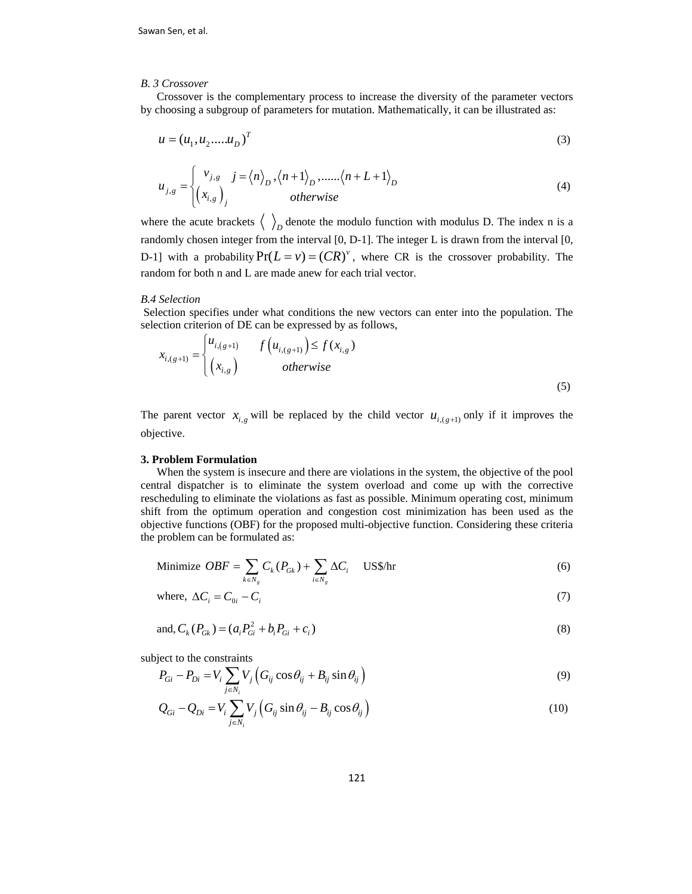*B. 3 Crossover*

Crossover is the complementary process to increase the diversity of the parameter vectors by choosing a subgroup of parameters for mutation. Mathematically, it can be illustrated as:

$$u = (u_1, u_2 .....u_D)^T \tag{3}$$

$$u_{j,g} = \begin{cases} v_{j,g} & j = \langle n \rangle_D, \langle n+1 \rangle_D, ......\langle n+L+1 \rangle_D \\ \left(x_{i,g}\right)_j & otherwise \end{cases} \tag{4}$$

where the acute brackets $\langle \; \rangle_D$ denote the modulo function with modulus D. The index n is a randomly chosen integer from the interval [0, D-1]. The integer L is drawn from the interval [0, D-1] with a probability $\Pr(L = v) = (CR)^v$, where CR is the crossover probability. The random for both n and L are made anew for each trial vector.

*B.4 Selection*

Selection specifies under what conditions the new vectors can enter into the population. The selection criterion of DE can be expressed by as follows,

$$x_{i,(g+1)} = \begin{cases} u_{i,(g+1)} & f\left(u_{i,(g+1)}\right) \leq f(x_{i,g}) \\ \left(x_{i,g}\right) & otherwise \end{cases} \tag{5}$$

The parent vector $x_{i,g}$ will be replaced by the child vector $u_{i,(g+1)}$ only if it improves the objective.

**3. Problem Formulation**

When the system is insecure and there are violations in the system, the objective of the pool central dispatcher is to eliminate the system overload and come up with the corrective rescheduling to eliminate the violations as fast as possible. Minimum operating cost, minimum shift from the optimum operation and congestion cost minimization has been used as the objective functions (OBF) for the proposed multi-objective function. Considering these criteria the problem can be formulated as:

$$\text{Minimize } OBF = \sum_{k \in N_g} C_k(P_{Gk}) + \sum_{i \in N_g} \Delta C_i \quad \text{US\$/hr} \tag{6}$$

$$\text{where, } \Delta C_i = C_{0i} - C_i \tag{7}$$

$$\text{and, } C_k(P_{Gk}) = (a_i P_{Gi}^2 + b_i P_{Gi} + c_i) \tag{8}$$

subject to the constraints

$$P_{Gi} - P_{Di} = V_i \sum_{j \in N_i} V_j \left(G_{ij} \cos\theta_{ij} + B_{ij} \sin\theta_{ij}\right) \tag{9}$$

$$Q_{Gi} - Q_{Di} = V_i \sum_{j \in N_i} V_j \left(G_{ij} \sin\theta_{ij} - B_{ij} \cos\theta_{ij}\right) \tag{10}$$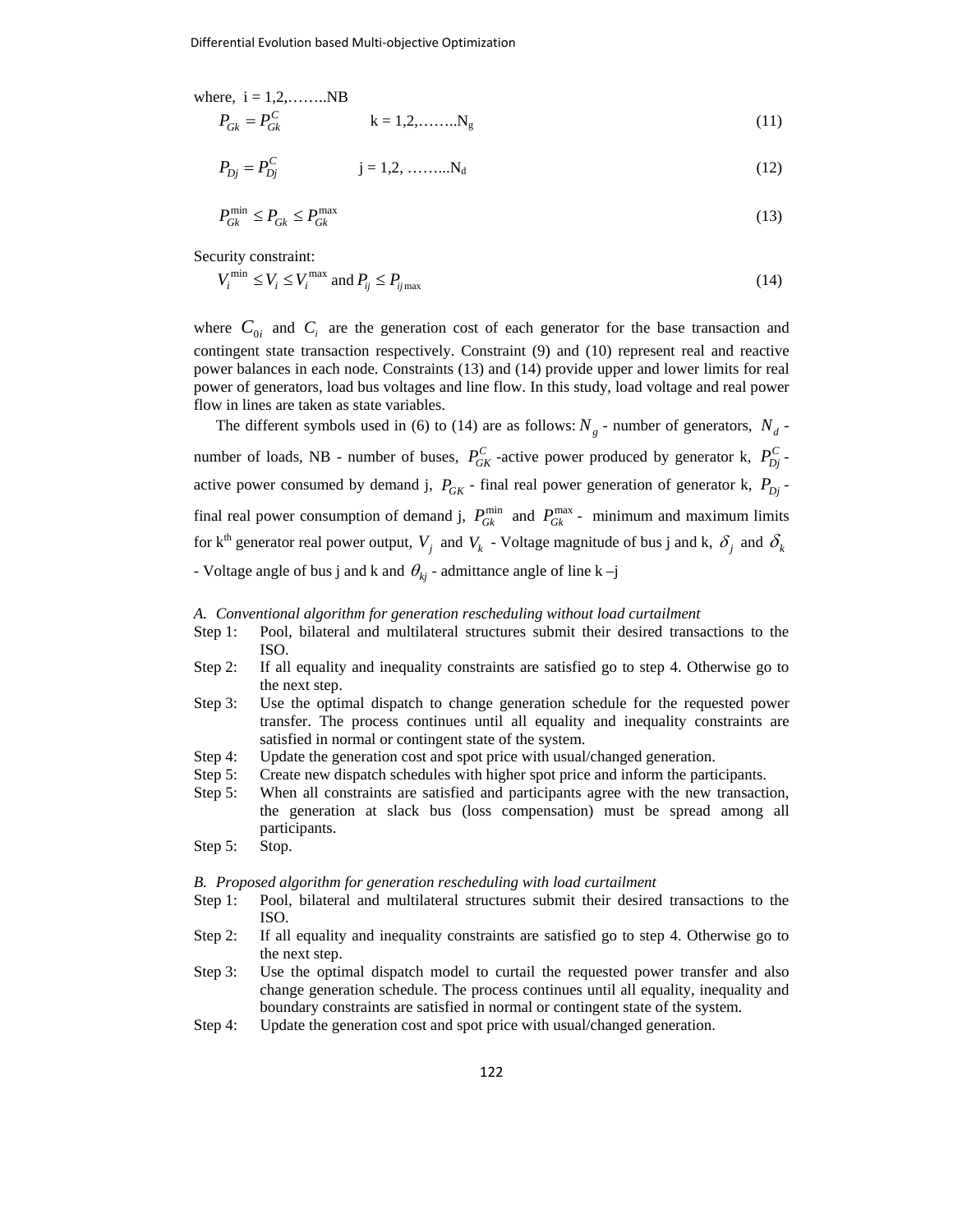where, i = 1,2,……..NB

$$P_{Gk} = P_{Gk}^{C} \qquad k = 1,2,……..N_g \tag{11}$$

$$P_{Dj} = P_{Dj}^{C} \qquad j = 1,2, ……...N_d \tag{12}$$

$$P_{Gk}^{\min} \le P_{Gk} \le P_{Gk}^{\max} \tag{13}$$

Security constraint:

$$V_i^{\min} \le V_i \le V_i^{\max} \text{ and } P_{ij} \le P_{ij\max} \tag{14}$$

where $C_{0i}$ and $C_i$ are the generation cost of each generator for the base transaction and contingent state transaction respectively. Constraint (9) and (10) represent real and reactive power balances in each node. Constraints (13) and (14) provide upper and lower limits for real power of generators, load bus voltages and line flow. In this study, load voltage and real power flow in lines are taken as state variables.

The different symbols used in (6) to (14) are as follows: $N_g$ - number of generators, $N_d$ - number of loads, NB - number of buses, $P_{GK}^{C}$ -active power produced by generator k, $P_{Dj}^{C}$ - active power consumed by demand j, $P_{GK}$ - final real power generation of generator k, $P_{Dj}$ - final real power consumption of demand j, $P_{Gk}^{\min}$ and $P_{Gk}^{\max}$ - minimum and maximum limits for k[th] generator real power output, $V_j$ and $V_k$ - Voltage magnitude of bus j and k, $\delta_j$ and $\delta_k$ - Voltage angle of bus j and k and $\theta_{kj}$ - admittance angle of line k –j

*A. Conventional algorithm for generation rescheduling without load curtailment*

- Step 1: Pool, bilateral and multilateral structures submit their desired transactions to the ISO.
- Step 2: If all equality and inequality constraints are satisfied go to step 4. Otherwise go to the next step.
- Step 3: Use the optimal dispatch to change generation schedule for the requested power transfer. The process continues until all equality and inequality constraints are satisfied in normal or contingent state of the system.
- Step 4: Update the generation cost and spot price with usual/changed generation.
- Step 5: Create new dispatch schedules with higher spot price and inform the participants.
- Step 5: When all constraints are satisfied and participants agree with the new transaction, the generation at slack bus (loss compensation) must be spread among all participants.
- Step 5: Stop.

*B. Proposed algorithm for generation rescheduling with load curtailment*

- Step 1: Pool, bilateral and multilateral structures submit their desired transactions to the ISO.
- Step 2: If all equality and inequality constraints are satisfied go to step 4. Otherwise go to the next step.
- Step 3: Use the optimal dispatch model to curtail the requested power transfer and also change generation schedule. The process continues until all equality, inequality and boundary constraints are satisfied in normal or contingent state of the system.
- Step 4: Update the generation cost and spot price with usual/changed generation.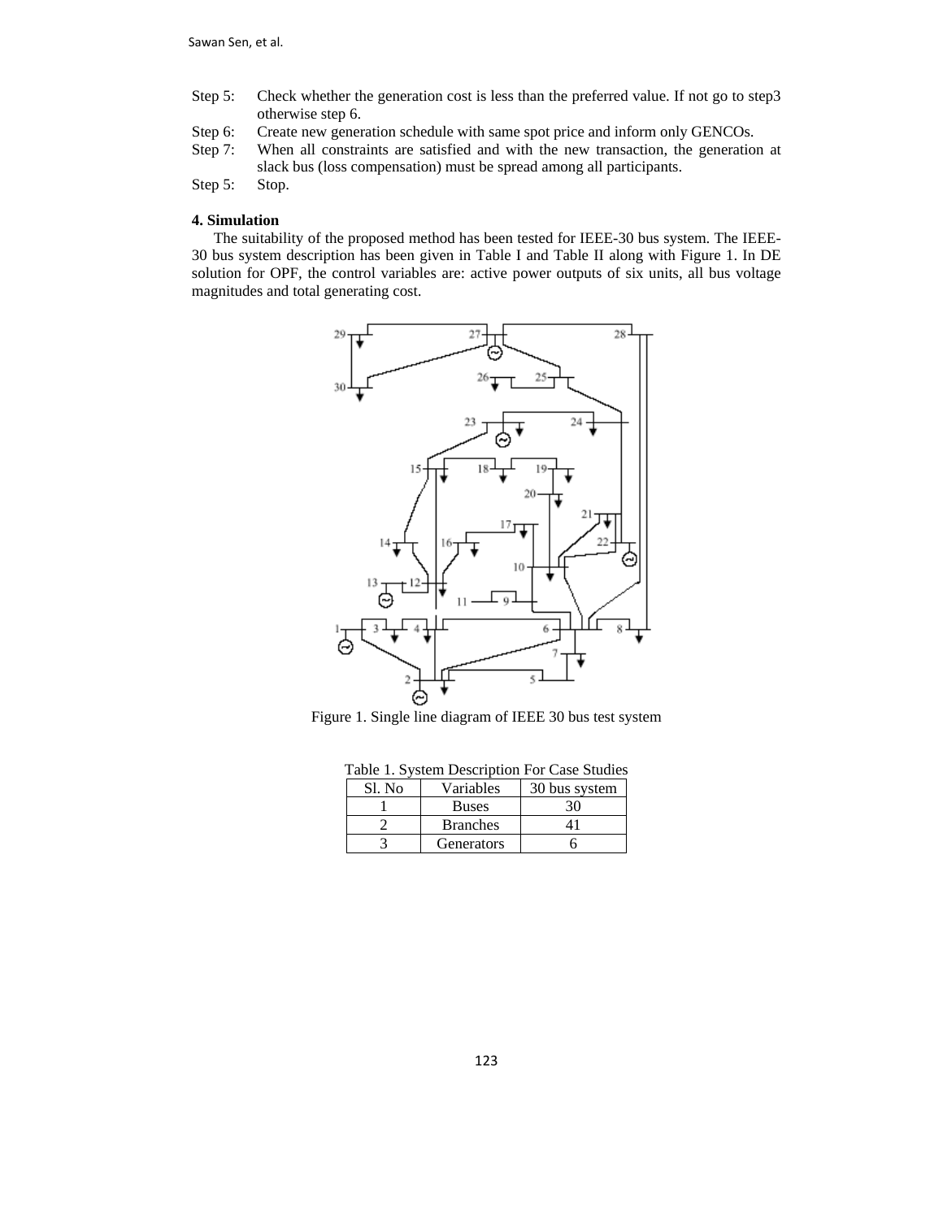Step 5: Check whether the generation cost is less than the preferred value. If not go to step3 otherwise step 6.

Step 6: Create new generation schedule with same spot price and inform only GENCOs.

Step 7: When all constraints are satisfied and with the new transaction, the generation at slack bus (loss compensation) must be spread among all participants.

Step 5: Stop.

**4. Simulation**

The suitability of the proposed method has been tested for IEEE-30 bus system. The IEEE-30 bus system description has been given in Table I and Table II along with Figure 1. In DE solution for OPF, the control variables are: active power outputs of six units, all bus voltage magnitudes and total generating cost.

Figure 1. Single line diagram of IEEE 30 bus test system

Table 1. System Description For Case Studies

| Sl. No | Variables | 30 bus system |
|---|---|---|
| 1 | Buses | 30 |
| 2 | Branches | 41 |
| 3 | Generators | 6 |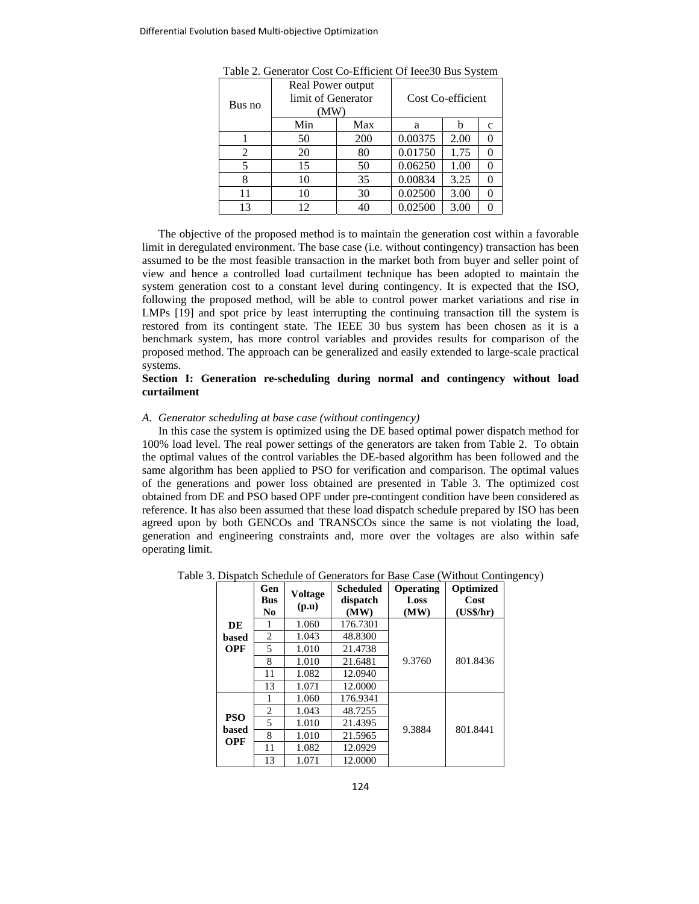Table 2. Generator Cost Co-Efficient Of Ieee30 Bus System

| Bus no | Real Power output limit of Generator (MW) | | Cost Co-efficient | | |
|---|---|---|---|---|---|
| | Min | Max | a | b | c |
| 1 | 50 | 200 | 0.00375 | 2.00 | 0 |
| 2 | 20 | 80 | 0.01750 | 1.75 | 0 |
| 5 | 15 | 50 | 0.06250 | 1.00 | 0 |
| 8 | 10 | 35 | 0.00834 | 3.25 | 0 |
| 11 | 10 | 30 | 0.02500 | 3.00 | 0 |
| 13 | 12 | 40 | 0.02500 | 3.00 | 0 |

The objective of the proposed method is to maintain the generation cost within a favorable limit in deregulated environment. The base case (i.e. without contingency) transaction has been assumed to be the most feasible transaction in the market both from buyer and seller point of view and hence a controlled load curtailment technique has been adopted to maintain the system generation cost to a constant level during contingency. It is expected that the ISO, following the proposed method, will be able to control power market variations and rise in LMPs [19] and spot price by least interrupting the continuing transaction till the system is restored from its contingent state. The IEEE 30 bus system has been chosen as it is a benchmark system, has more control variables and provides results for comparison of the proposed method. The approach can be generalized and easily extended to large-scale practical systems.

**Section I: Generation re-scheduling during normal and contingency without load curtailment**

*A. Generator scheduling at base case (without contingency)*

In this case the system is optimized using the DE based optimal power dispatch method for 100% load level. The real power settings of the generators are taken from Table 2. To obtain the optimal values of the control variables the DE-based algorithm has been followed and the same algorithm has been applied to PSO for verification and comparison. The optimal values of the generations and power loss obtained are presented in Table 3. The optimized cost obtained from DE and PSO based OPF under pre-contingent condition have been considered as reference. It has also been assumed that these load dispatch schedule prepared by ISO has been agreed upon by both GENCOs and TRANSCOs since the same is not violating the load, generation and engineering constraints and, more over the voltages are also within safe operating limit.

Table 3. Dispatch Schedule of Generators for Base Case (Without Contingency)

| | Gen Bus No | Voltage (p.u) | Scheduled dispatch (MW) | Operating Loss (MW) | Optimized Cost (US$/hr) |
|---|---|---|---|---|---|
| **DE based OPF** | 1 | 1.060 | 176.7301 | 9.3760 | 801.8436 |
| | 2 | 1.043 | 48.8300 | | |
| | 5 | 1.010 | 21.4738 | | |
| | 8 | 1.010 | 21.6481 | | |
| | 11 | 1.082 | 12.0940 | | |
| | 13 | 1.071 | 12.0000 | | |
| **PSO based OPF** | 1 | 1.060 | 176.9341 | 9.3884 | 801.8441 |
| | 2 | 1.043 | 48.7255 | | |
| | 5 | 1.010 | 21.4395 | | |
| | 8 | 1.010 | 21.5965 | | |
| | 11 | 1.082 | 12.0929 | | |
| | 13 | 1.071 | 12.0000 | | |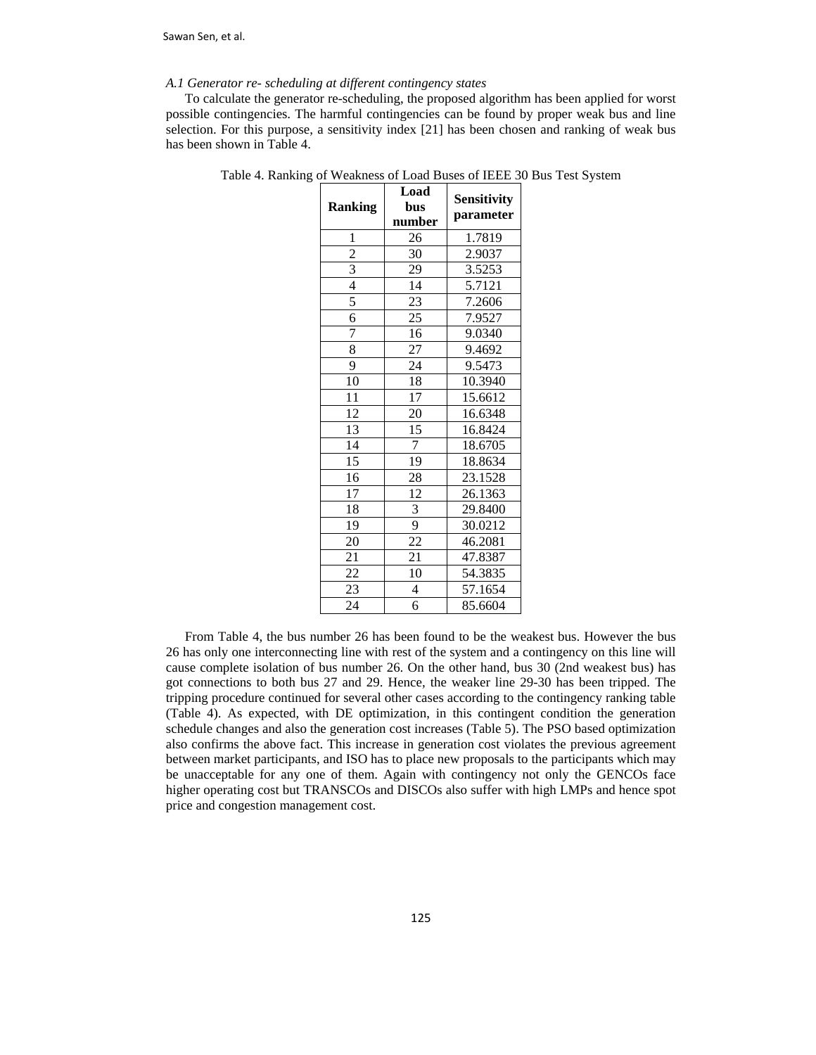### A.1 Generator re- scheduling at different contingency states

To calculate the generator re-scheduling, the proposed algorithm has been applied for worst possible contingencies. The harmful contingencies can be found by proper weak bus and line selection. For this purpose, a sensitivity index [21] has been chosen and ranking of weak bus has been shown in Table 4.

Table 4. Ranking of Weakness of Load Buses of IEEE 30 Bus Test System

| Ranking | Load bus number | Sensitivity parameter |
|---|---|---|
| 1 | 26 | 1.7819 |
| 2 | 30 | 2.9037 |
| 3 | 29 | 3.5253 |
| 4 | 14 | 5.7121 |
| 5 | 23 | 7.2606 |
| 6 | 25 | 7.9527 |
| 7 | 16 | 9.0340 |
| 8 | 27 | 9.4692 |
| 9 | 24 | 9.5473 |
| 10 | 18 | 10.3940 |
| 11 | 17 | 15.6612 |
| 12 | 20 | 16.6348 |
| 13 | 15 | 16.8424 |
| 14 | 7 | 18.6705 |
| 15 | 19 | 18.8634 |
| 16 | 28 | 23.1528 |
| 17 | 12 | 26.1363 |
| 18 | 3 | 29.8400 |
| 19 | 9 | 30.0212 |
| 20 | 22 | 46.2081 |
| 21 | 21 | 47.8387 |
| 22 | 10 | 54.3835 |
| 23 | 4 | 57.1654 |
| 24 | 6 | 85.6604 |

From Table 4, the bus number 26 has been found to be the weakest bus. However the bus 26 has only one interconnecting line with rest of the system and a contingency on this line will cause complete isolation of bus number 26. On the other hand, bus 30 (2nd weakest bus) has got connections to both bus 27 and 29. Hence, the weaker line 29-30 has been tripped. The tripping procedure continued for several other cases according to the contingency ranking table (Table 4). As expected, with DE optimization, in this contingent condition the generation schedule changes and also the generation cost increases (Table 5). The PSO based optimization also confirms the above fact. This increase in generation cost violates the previous agreement between market participants, and ISO has to place new proposals to the participants which may be unacceptable for any one of them. Again with contingency not only the GENCOs face higher operating cost but TRANSCOs and DISCOs also suffer with high LMPs and hence spot price and congestion management cost.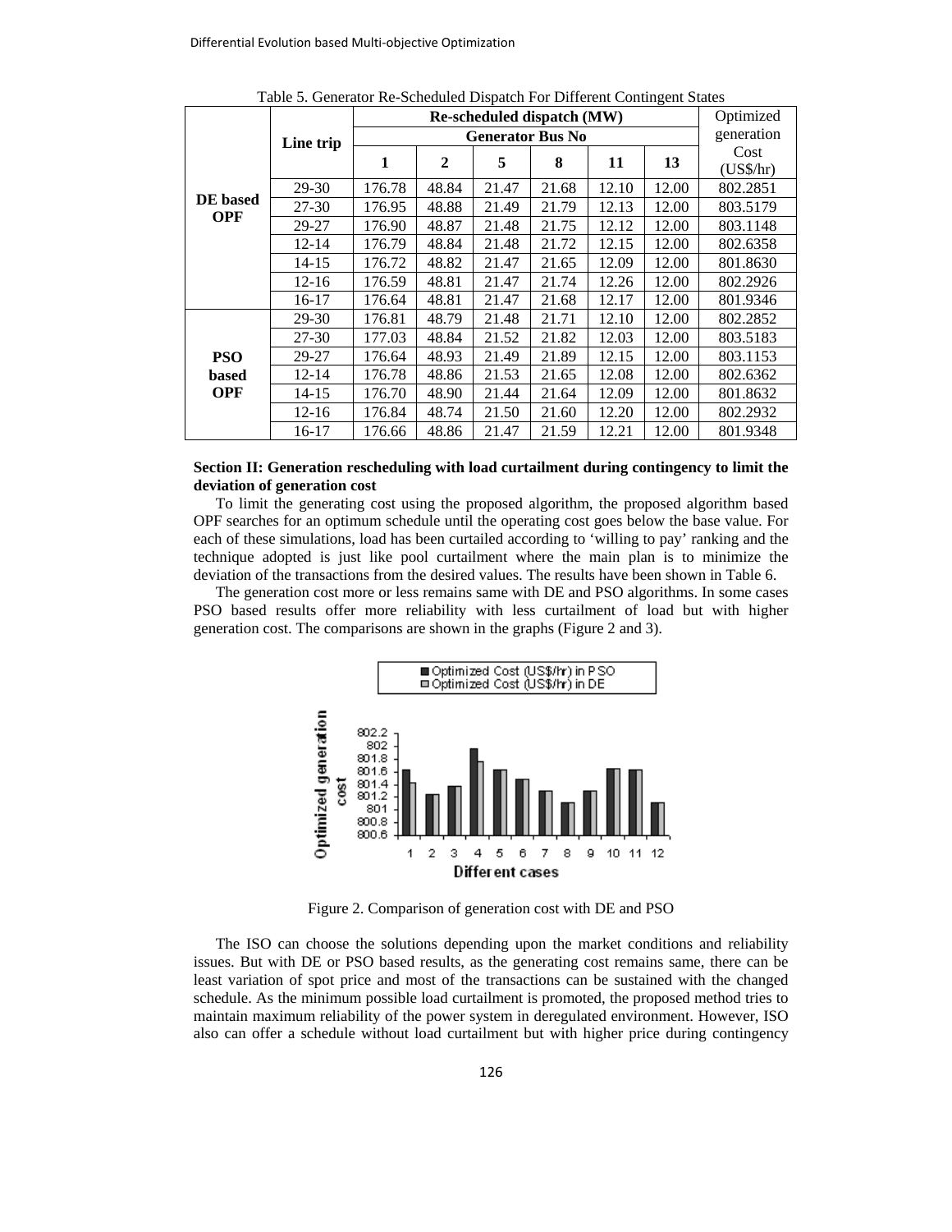Table 5. Generator Re-Scheduled Dispatch For Different Contingent States

| | Line trip | Re-scheduled dispatch (MW) | | | | | | Optimized generation Cost (US$/hr) |
|---|---|---|---|---|---|---|---|---|
| | | Generator Bus No | | | | | | |
| | | 1 | 2 | 5 | 8 | 11 | 13 | |
| DE based OPF | 29-30 | 176.78 | 48.84 | 21.47 | 21.68 | 12.10 | 12.00 | 802.2851 |
| | 27-30 | 176.95 | 48.88 | 21.49 | 21.79 | 12.13 | 12.00 | 803.5179 |
| | 29-27 | 176.90 | 48.87 | 21.48 | 21.75 | 12.12 | 12.00 | 803.1148 |
| | 12-14 | 176.79 | 48.84 | 21.48 | 21.72 | 12.15 | 12.00 | 802.6358 |
| | 14-15 | 176.72 | 48.82 | 21.47 | 21.65 | 12.09 | 12.00 | 801.8630 |
| | 12-16 | 176.59 | 48.81 | 21.47 | 21.74 | 12.26 | 12.00 | 802.2926 |
| | 16-17 | 176.64 | 48.81 | 21.47 | 21.68 | 12.17 | 12.00 | 801.9346 |
| PSO based OPF | 29-30 | 176.81 | 48.79 | 21.48 | 21.71 | 12.10 | 12.00 | 802.2852 |
| | 27-30 | 177.03 | 48.84 | 21.52 | 21.82 | 12.03 | 12.00 | 803.5183 |
| | 29-27 | 176.64 | 48.93 | 21.49 | 21.89 | 12.15 | 12.00 | 803.1153 |
| | 12-14 | 176.78 | 48.86 | 21.53 | 21.65 | 12.08 | 12.00 | 802.6362 |
| | 14-15 | 176.70 | 48.90 | 21.44 | 21.64 | 12.09 | 12.00 | 801.8632 |
| | 12-16 | 176.84 | 48.74 | 21.50 | 21.60 | 12.20 | 12.00 | 802.2932 |
| | 16-17 | 176.66 | 48.86 | 21.47 | 21.59 | 12.21 | 12.00 | 801.9348 |

**Section II: Generation rescheduling with load curtailment during contingency to limit the deviation of generation cost**

To limit the generating cost using the proposed algorithm, the proposed algorithm based OPF searches for an optimum schedule until the operating cost goes below the base value. For each of these simulations, load has been curtailed according to 'willing to pay' ranking and the technique adopted is just like pool curtailment where the main plan is to minimize the deviation of the transactions from the desired values. The results have been shown in Table 6.

The generation cost more or less remains same with DE and PSO algorithms. In some cases PSO based results offer more reliability with less curtailment of load but with higher generation cost. The comparisons are shown in the graphs (Figure 2 and 3).

Figure 2. Comparison of generation cost with DE and PSO

The ISO can choose the solutions depending upon the market conditions and reliability issues. But with DE or PSO based results, as the generating cost remains same, there can be least variation of spot price and most of the transactions can be sustained with the changed schedule. As the minimum possible load curtailment is promoted, the proposed method tries to maintain maximum reliability of the power system in deregulated environment. However, ISO also can offer a schedule without load curtailment but with higher price during contingency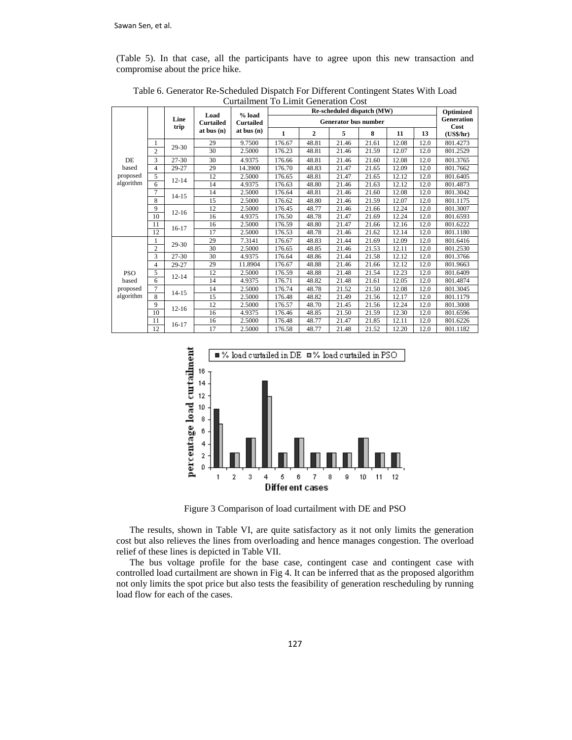(Table 5). In that case, all the participants have to agree upon this new transaction and compromise about the price hike.

Table 6. Generator Re-Scheduled Dispatch For Different Contingent States With Load Curtailment To Limit Generation Cost

| | | Line trip | Load Curtailed at bus (n) | % load Curtailed at bus (n) | Re-scheduled dispatch (MW) | | | | | | Optimized Generation Cost (US$/hr) |
|---|---|---|---|---|---|---|---|---|---|---|---|
| | | | | | Generator bus number | | | | | | |
| | | | | | 1 | 2 | 5 | 8 | 11 | 13 | |
| DE based proposed algorithm | 1 | 29-30 | 29 | 9.7500 | 176.67 | 48.81 | 21.46 | 21.61 | 12.08 | 12.0 | 801.4273 |
| | 2 | | 30 | 2.5000 | 176.23 | 48.81 | 21.46 | 21.59 | 12.07 | 12.0 | 801.2529 |
| | 3 | 27-30 | 30 | 4.9375 | 176.66 | 48.81 | 21.46 | 21.60 | 12.08 | 12.0 | 801.3765 |
| | 4 | 29-27 | 29 | 14.3900 | 176.70 | 48.83 | 21.47 | 21.65 | 12.09 | 12.0 | 801.7662 |
| | 5 | 12-14 | 12 | 2.5000 | 176.65 | 48.81 | 21.47 | 21.65 | 12.12 | 12.0 | 801.6405 |
| | 6 | | 14 | 4.9375 | 176.63 | 48.80 | 21.46 | 21.63 | 12.12 | 12.0 | 801.4873 |
| | 7 | 14-15 | 14 | 2.5000 | 176.64 | 48.81 | 21.46 | 21.60 | 12.08 | 12.0 | 801.3042 |
| | 8 | | 15 | 2.5000 | 176.62 | 48.80 | 21.46 | 21.59 | 12.07 | 12.0 | 801.1175 |
| | 9 | 12-16 | 12 | 2.5000 | 176.45 | 48.77 | 21.46 | 21.66 | 12.24 | 12.0 | 801.3007 |
| | 10 | | 16 | 4.9375 | 176.50 | 48.78 | 21.47 | 21.69 | 12.24 | 12.0 | 801.6593 |
| | 11 | 16-17 | 16 | 2.5000 | 176.59 | 48.80 | 21.47 | 21.66 | 12.16 | 12.0 | 801.6222 |
| | 12 | | 17 | 2.5000 | 176.53 | 48.78 | 21.46 | 21.62 | 12.14 | 12.0 | 801.1180 |
| PSO based proposed algorithm | 1 | 29-30 | 29 | 7.3141 | 176.67 | 48.83 | 21.44 | 21.69 | 12.09 | 12.0 | 801.6416 |
| | 2 | | 30 | 2.5000 | 176.65 | 48.85 | 21.46 | 21.53 | 12.11 | 12.0 | 801.2530 |
| | 3 | 27-30 | 30 | 4.9375 | 176.64 | 48.86 | 21.44 | 21.58 | 12.12 | 12.0 | 801.3766 |
| | 4 | 29-27 | 29 | 11.8904 | 176.67 | 48.88 | 21.46 | 21.66 | 12.12 | 12.0 | 801.9663 |
| | 5 | 12-14 | 12 | 2.5000 | 176.59 | 48.88 | 21.48 | 21.54 | 12.23 | 12.0 | 801.6409 |
| | 6 | | 14 | 4.9375 | 176.71 | 48.82 | 21.48 | 21.61 | 12.05 | 12.0 | 801.4874 |
| | 7 | 14-15 | 14 | 2.5000 | 176.74 | 48.78 | 21.52 | 21.50 | 12.08 | 12.0 | 801.3045 |
| | 8 | | 15 | 2.5000 | 176.48 | 48.82 | 21.49 | 21.56 | 12.17 | 12.0 | 801.1179 |
| | 9 | 12-16 | 12 | 2.5000 | 176.57 | 48.70 | 21.45 | 21.56 | 12.24 | 12.0 | 801.3008 |
| | 10 | | 16 | 4.9375 | 176.46 | 48.85 | 21.50 | 21.59 | 12.30 | 12.0 | 801.6596 |
| | 11 | 16-17 | 16 | 2.5000 | 176.48 | 48.77 | 21.47 | 21.85 | 12.11 | 12.0 | 801.6226 |
| | 12 | | 17 | 2.5000 | 176.58 | 48.77 | 21.48 | 21.52 | 12.20 | 12.0 | 801.1182 |

Figure 3 Comparison of load curtailment with DE and PSO

The results, shown in Table VI, are quite satisfactory as it not only limits the generation cost but also relieves the lines from overloading and hence manages congestion. The overload relief of these lines is depicted in Table VII.

The bus voltage profile for the base case, contingent case and contingent case with controlled load curtailment are shown in Fig 4. It can be inferred that as the proposed algorithm not only limits the spot price but also tests the feasibility of generation rescheduling by running load flow for each of the cases.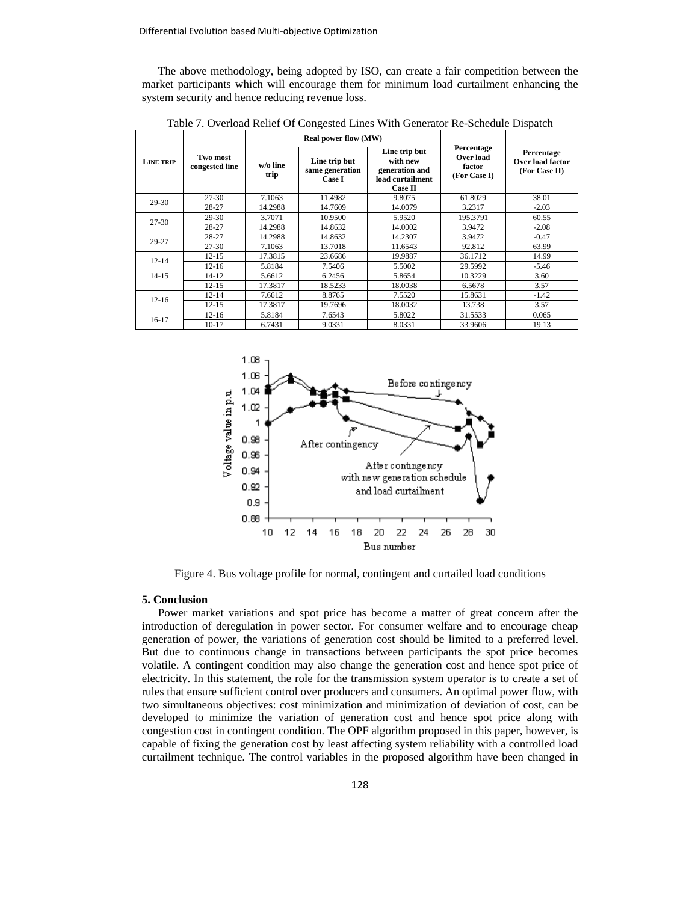The above methodology, being adopted by ISO, can create a fair competition between the market participants which will encourage them for minimum load curtailment enhancing the system security and hence reducing revenue loss.

Table 7. Overload Relief Of Congested Lines With Generator Re-Schedule Dispatch

| LINE TRIP | Two most congested line | Real power flow (MW) | | | Percentage Over load factor (For Case I) | Percentage Over load factor (For Case II) |
|---|---|---|---|---|---|---|
| | | w/o line trip | Line trip but same generation Case I | Line trip but with new generation and load curtailment Case II | | |
| 29-30 | 27-30 | 7.1063 | 11.4982 | 9.8075 | 61.8029 | 38.01 |
| | 28-27 | 14.2988 | 14.7609 | 14.0079 | 3.2317 | -2.03 |
| 27-30 | 29-30 | 3.7071 | 10.9500 | 5.9520 | 195.3791 | 60.55 |
| | 28-27 | 14.2988 | 14.8632 | 14.0002 | 3.9472 | -2.08 |
| 29-27 | 28-27 | 14.2988 | 14.8632 | 14.2307 | 3.9472 | -0.47 |
| | 27-30 | 7.1063 | 13.7018 | 11.6543 | 92.812 | 63.99 |
| 12-14 | 12-15 | 17.3815 | 23.6686 | 19.9887 | 36.1712 | 14.99 |
| | 12-16 | 5.8184 | 7.5406 | 5.5002 | 29.5992 | -5.46 |
| 14-15 | 14-12 | 5.6612 | 6.2456 | 5.8654 | 10.3229 | 3.60 |
| | 12-15 | 17.3817 | 18.5233 | 18.0038 | 6.5678 | 3.57 |
| 12-16 | 12-14 | 7.6612 | 8.8765 | 7.5520 | 15.8631 | -1.42 |
| | 12-15 | 17.3817 | 19.7696 | 18.0032 | 13.738 | 3.57 |
| 16-17 | 12-16 | 5.8184 | 7.6543 | 5.8022 | 31.5533 | 0.065 |
| | 10-17 | 6.7431 | 9.0331 | 8.0331 | 33.9606 | 19.13 |

Figure 4. Bus voltage profile for normal, contingent and curtailed load conditions

### 5. Conclusion

Power market variations and spot price has become a matter of great concern after the introduction of deregulation in power sector. For consumer welfare and to encourage cheap generation of power, the variations of generation cost should be limited to a preferred level. But due to continuous change in transactions between participants the spot price becomes volatile. A contingent condition may also change the generation cost and hence spot price of electricity. In this statement, the role for the transmission system operator is to create a set of rules that ensure sufficient control over producers and consumers. An optimal power flow, with two simultaneous objectives: cost minimization and minimization of deviation of cost, can be developed to minimize the variation of generation cost and hence spot price along with congestion cost in contingent condition. The OPF algorithm proposed in this paper, however, is capable of fixing the generation cost by least affecting system reliability with a controlled load curtailment technique. The control variables in the proposed algorithm have been changed in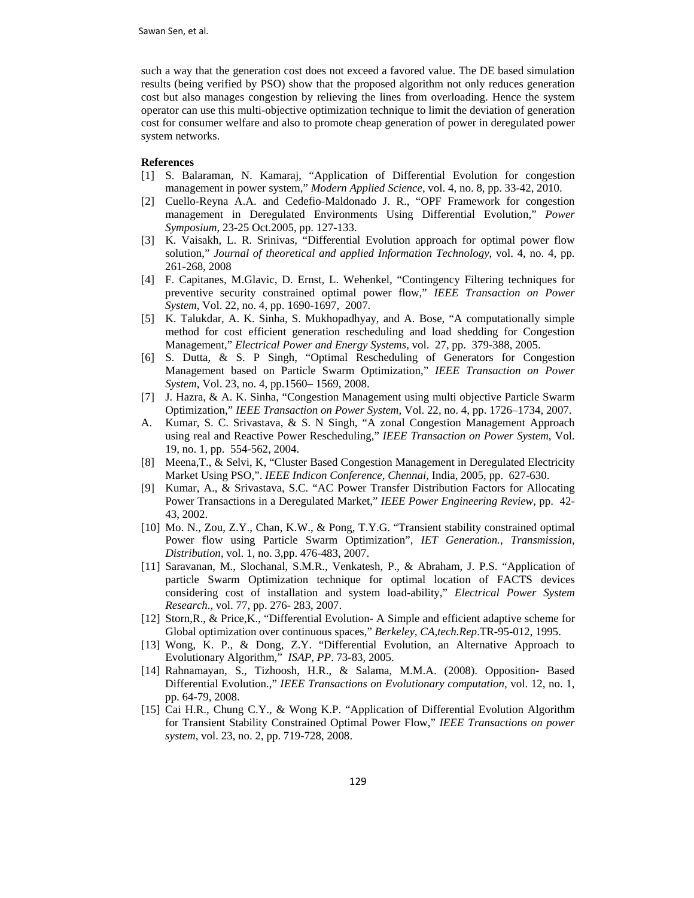such a way that the generation cost does not exceed a favored value. The DE based simulation results (being verified by PSO) show that the proposed algorithm not only reduces generation cost but also manages congestion by relieving the lines from overloading. Hence the system operator can use this multi-objective optimization technique to limit the deviation of generation cost for consumer welfare and also to promote cheap generation of power in deregulated power system networks.

**References**

[1] S. Balaraman, N. Kamaraj, "Application of Differential Evolution for congestion management in power system," *Modern Applied Science*, vol. 4, no. 8, pp. 33-42, 2010.

[2] Cuello-Reyna A.A. and Cedefio-Maldonado J. R., "OPF Framework for congestion management in Deregulated Environments Using Differential Evolution," *Power Symposium*, 23-25 Oct.2005, pp. 127-133.

[3] K. Vaisakh, L. R. Srinivas, "Differential Evolution approach for optimal power flow solution," *Journal of theoretical and applied Information Technology*, vol. 4, no. 4, pp. 261-268, 2008

[4] F. Capitanes, M.Glavic, D. Ernst, L. Wehenkel, "Contingency Filtering techniques for preventive security constrained optimal power flow," *IEEE Transaction on Power System*, Vol. 22, no. 4, pp. 1690-1697, 2007.

[5] K. Talukdar, A. K. Sinha, S. Mukhopadhyay, and A. Bose, "A computationally simple method for cost efficient generation rescheduling and load shedding for Congestion Management," *Electrical Power and Energy Systems*, vol. 27, pp. 379-388, 2005.

[6] S. Dutta, & S. P Singh, "Optimal Rescheduling of Generators for Congestion Management based on Particle Swarm Optimization," *IEEE Transaction on Power System*, Vol. 23, no. 4, pp.1560– 1569, 2008.

[7] J. Hazra, & A. K. Sinha, "Congestion Management using multi objective Particle Swarm Optimization," *IEEE Transaction on Power System*, Vol. 22, no. 4, pp. 1726–1734, 2007.

A. Kumar, S. C. Srivastava, & S. N Singh, "A zonal Congestion Management Approach using real and Reactive Power Rescheduling," *IEEE Transaction on Power System*, Vol. 19, no. 1, pp. 554-562, 2004.

[8] Meena,T., & Selvi, K, "Cluster Based Congestion Management in Deregulated Electricity Market Using PSO,". *IEEE Indicon Conference, Chennai*, India, 2005, pp. 627-630.

[9] Kumar, A., & Srivastava, S.C. "AC Power Transfer Distribution Factors for Allocating Power Transactions in a Deregulated Market," *IEEE Power Engineering Review*, pp. 42-43, 2002.

[10] Mo. N., Zou, Z.Y., Chan, K.W., & Pong, T.Y.G. "Transient stability constrained optimal Power flow using Particle Swarm Optimization", *IET Generation., Transmission, Distribution*, vol. 1, no. 3,pp. 476-483, 2007.

[11] Saravanan, M., Slochanal, S.M.R., Venkatesh, P., & Abraham, J. P.S. "Application of particle Swarm Optimization technique for optimal location of FACTS devices considering cost of installation and system load-ability," *Electrical Power System Research*., vol. 77, pp. 276- 283, 2007.

[12] Storn,R., & Price,K., "Differential Evolution- A Simple and efficient adaptive scheme for Global optimization over continuous spaces," *Berkeley, CA,tech.Rep*.TR-95-012, 1995.

[13] Wong, K. P., & Dong, Z.Y. "Differential Evolution, an Alternative Approach to Evolutionary Algorithm," *ISAP, PP*. 73-83, 2005.

[14] Rahnamayan, S., Tizhoosh, H.R., & Salama, M.M.A. (2008). Opposition- Based Differential Evolution.," *IEEE Transactions on Evolutionary computation*, vol. 12, no. 1, pp. 64-79, 2008.

[15] Cai H.R., Chung C.Y., & Wong K.P. "Application of Differential Evolution Algorithm for Transient Stability Constrained Optimal Power Flow," *IEEE Transactions on power system*, vol. 23, no. 2, pp. 719-728, 2008.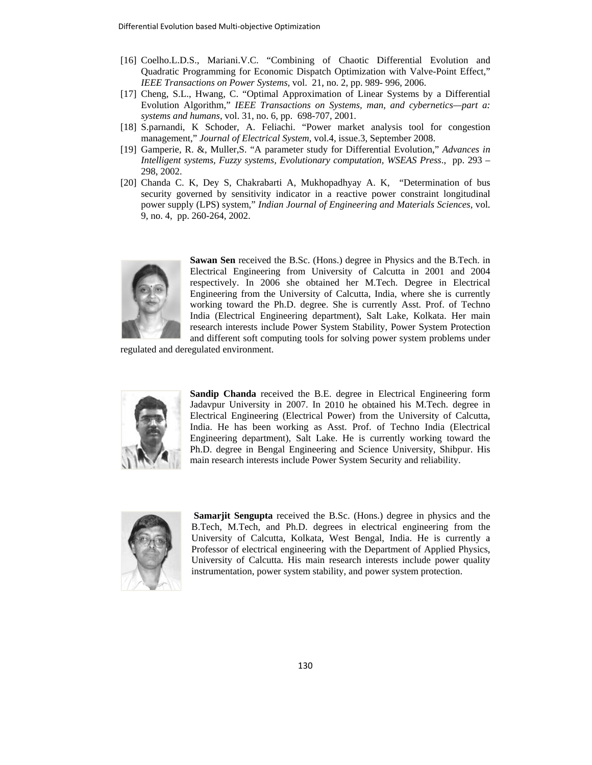[16] Coelho.L.D.S., Mariani.V.C. "Combining of Chaotic Differential Evolution and Quadratic Programming for Economic Dispatch Optimization with Valve-Point Effect," *IEEE Transactions on Power Systems*, vol. 21, no. 2, pp. 989- 996, 2006.

[17] Cheng, S.L., Hwang, C. "Optimal Approximation of Linear Systems by a Differential Evolution Algorithm," *IEEE Transactions on Systems, man, and cybernetics—part a: systems and humans*, vol. 31, no. 6, pp. 698-707, 2001.

[18] S.parnandi, K Schoder, A. Feliachi. "Power market analysis tool for congestion management," *Journal of Electrical System*, vol.4, issue.3, September 2008.

[19] Gamperie, R. &, Muller,S. "A parameter study for Differential Evolution," *Advances in Intelligent systems, Fuzzy systems, Evolutionary computation, WSEAS Press*., pp. 293 – 298, 2002.

[20] Chanda C. K, Dey S, Chakrabarti A, Mukhopadhyay A. K, "Determination of bus security governed by sensitivity indicator in a reactive power constraint longitudinal power supply (LPS) system," *Indian Journal of Engineering and Materials Sciences*, vol. 9, no. 4, pp. 260-264, 2002.

**Sawan Sen** received the B.Sc. (Hons.) degree in Physics and the B.Tech. in Electrical Engineering from University of Calcutta in 2001 and 2004 respectively. In 2006 she obtained her M.Tech. Degree in Electrical Engineering from the University of Calcutta, India, where she is currently working toward the Ph.D. degree. She is currently Asst. Prof. of Techno India (Electrical Engineering department), Salt Lake, Kolkata. Her main research interests include Power System Stability, Power System Protection and different soft computing tools for solving power system problems under regulated and deregulated environment.

**Sandip Chanda** received the B.E. degree in Electrical Engineering form Jadavpur University in 2007. In 2010 he obtained his M.Tech. degree in Electrical Engineering (Electrical Power) from the University of Calcutta, India. He has been working as Asst. Prof. of Techno India (Electrical Engineering department), Salt Lake. He is currently working toward the Ph.D. degree in Bengal Engineering and Science University, Shibpur. His main research interests include Power System Security and reliability.

**Samarjit Sengupta** received the B.Sc. (Hons.) degree in physics and the B.Tech, M.Tech, and Ph.D. degrees in electrical engineering from the University of Calcutta, Kolkata, West Bengal, India. He is currently a Professor of electrical engineering with the Department of Applied Physics, University of Calcutta. His main research interests include power quality instrumentation, power system stability, and power system protection.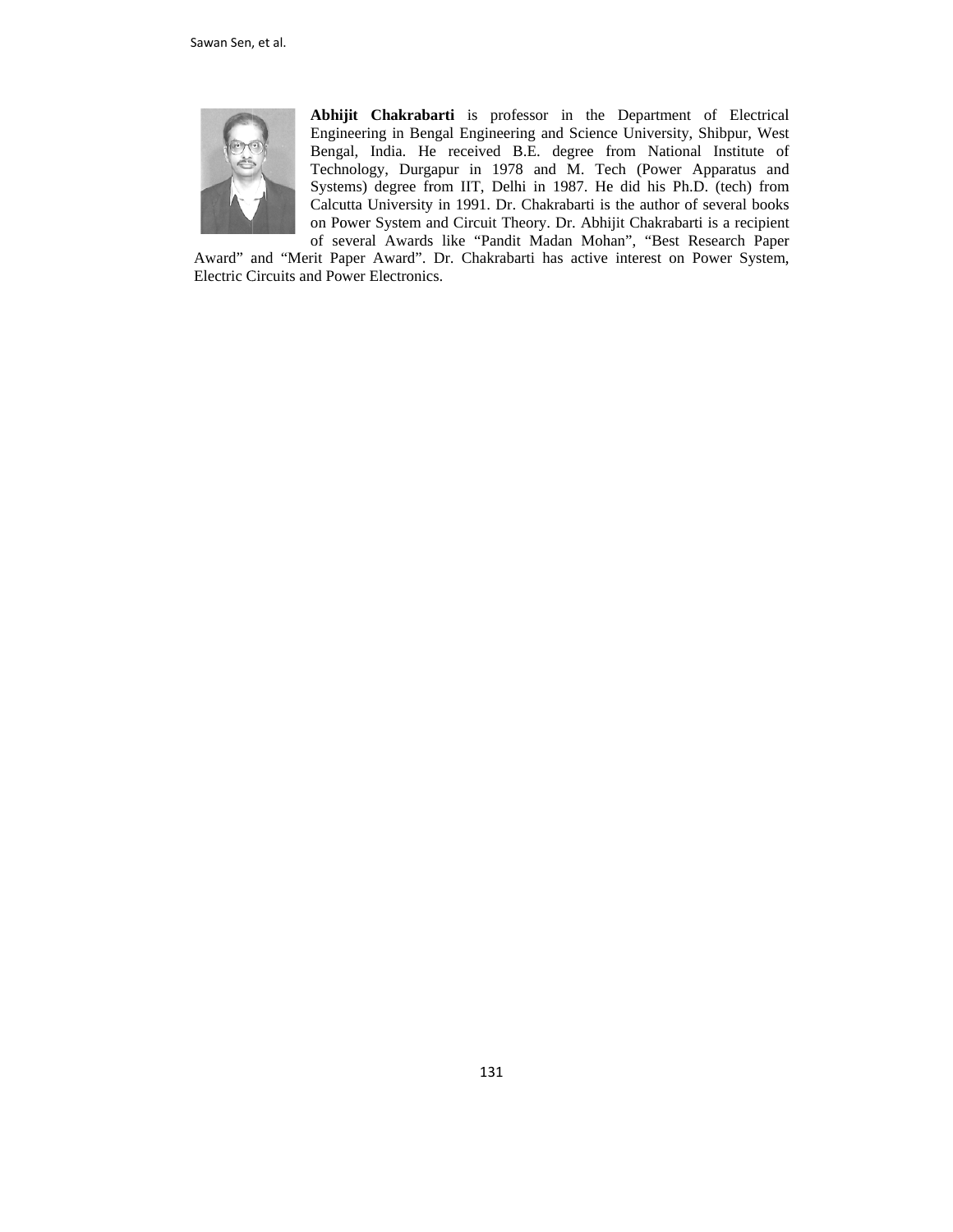**Abhijit Chakrabarti** is professor in the Department of Electrical Engineering in Bengal Engineering and Science University, Shibpur, West Bengal, India. He received B.E. degree from National Institute of Technology, Durgapur in 1978 and M. Tech (Power Apparatus and Systems) degree from IIT, Delhi in 1987. He did his Ph.D. (tech) from Calcutta University in 1991. Dr. Chakrabarti is the author of several books on Power System and Circuit Theory. Dr. Abhijit Chakrabarti is a recipient of several Awards like "Pandit Madan Mohan", "Best Research Paper Award" and "Merit Paper Award". Dr. Chakrabarti has active interest on Power System, Electric Circuits and Power Electronics.